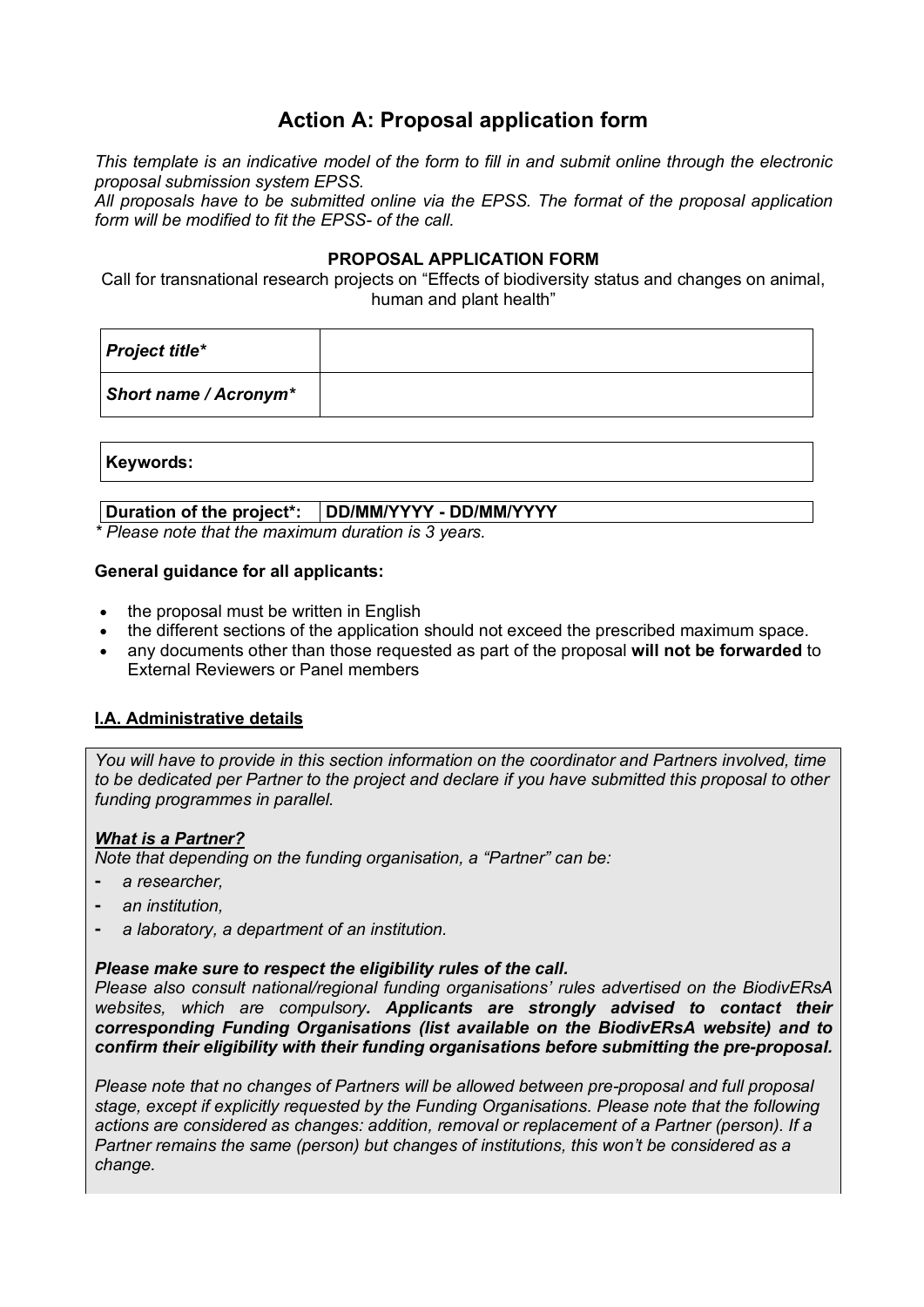# Action A: Proposal application form

*This template is an indicative model of the form to fill in and submit online through the electronic proposal submission system EPSS.*
*All proposals have to be submitted online via the EPSS. The format of the proposal application form will be modified to fit the EPSS- of the call.*

**PROPOSAL APPLICATION FORM**

Call for transnational research projects on "Effects of biodiversity status and changes on animal, human and plant health"

| | |
|---|---|
| ***Project title**** | |
| ***Short name / Acronym**** | |

| |
|---|
| **Keywords:** |

| | |
|---|---|
| **Duration of the project*:** | **DD/MM/YYYY - DD/MM/YYYY** |

*\* Please note that the maximum duration is 3 years.*

**General guidance for all applicants:**

- the proposal must be written in English
- the different sections of the application should not exceed the prescribed maximum space.
- any documents other than those requested as part of the proposal **will not be forwarded** to External Reviewers or Panel members

## I.A. Administrative details

*You will have to provide in this section information on the coordinator and Partners involved, time to be dedicated per Partner to the project and declare if you have submitted this proposal to other funding programmes in parallel.*

***What is a Partner?***

*Note that depending on the funding organisation, a "Partner" can be:*

- *a researcher,*
- *an institution,*
- *a laboratory, a department of an institution.*

***Please make sure to respect the eligibility rules of the call.***

*Please also consult national/regional funding organisations' rules advertised on the BiodivERsA websites, which are compulsory**. Applicants are strongly advised to contact their corresponding Funding Organisations (list available on the BiodivERsA website) and to confirm their eligibility with their funding organisations before submitting the pre-proposal.***

*Please note that no changes of Partners will be allowed between pre-proposal and full proposal stage, except if explicitly requested by the Funding Organisations. Please note that the following actions are considered as changes: addition, removal or replacement of a Partner (person). If a Partner remains the same (person) but changes of institutions, this won't be considered as a change.*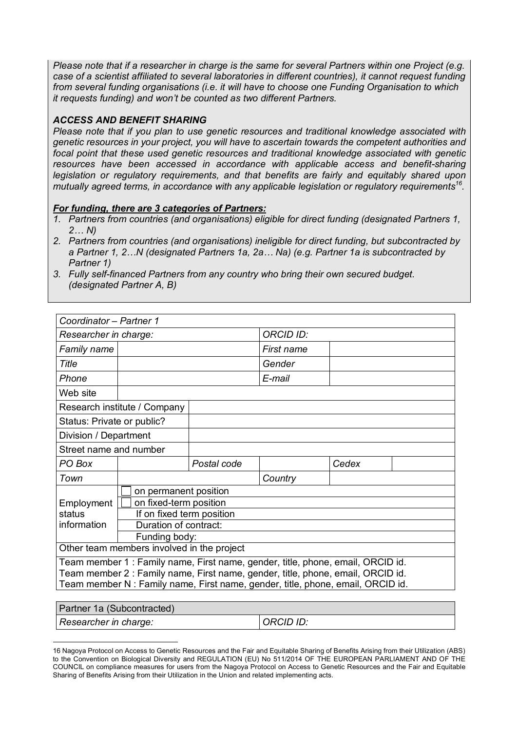*Please note that if a researcher in charge is the same for several Partners within one Project (e.g. case of a scientist affiliated to several laboratories in different countries), it cannot request funding from several funding organisations (i.e. it will have to choose one Funding Organisation to which it requests funding) and won't be counted as two different Partners.*

***ACCESS AND BENEFIT SHARING***

*Please note that if you plan to use genetic resources and traditional knowledge associated with genetic resources in your project, you will have to ascertain towards the competent authorities and focal point that these used genetic resources and traditional knowledge associated with genetic resources have been accessed in accordance with applicable access and benefit-sharing legislation or regulatory requirements, and that benefits are fairly and equitably shared upon mutually agreed terms, in accordance with any applicable legislation or regulatory requirements[16].*

***For funding, there are 3 categories of Partners:***

1. *Partners from countries (and organisations) eligible for direct funding (designated Partners 1, 2… N)*
2. *Partners from countries (and organisations) ineligible for direct funding, but subcontracted by a Partner 1, 2…N (designated Partners 1a, 2a… Na) (e.g. Partner 1a is subcontracted by Partner 1)*
3. *Fully self-financed Partners from any country who bring their own secured budget. (designated Partner A, B)*

| *Coordinator – Partner 1* | | | | | |
|---|---|---|---|---|---|
| *Researcher in charge:* | | | *ORCID ID:* | | |
| *Family name* | | | *First name* | | |
| *Title* | | | *Gender* | | |
| *Phone* | | | *E-mail* | | |
| Web site | | | | | |
| Research institute / Company | | | | | |
| Status: Private or public? | | | | | |
| Division / Department | | | | | |
| Street name and number | | | | | |
| *PO Box* | | *Postal code* | | *Cedex* | |
| *Town* | | | *Country* | | |
| Employment status information | ☐ on permanent position | | | | |
| | ☐ on fixed-term position | | | | |
| | If on fixed term position | | | | |
| | Duration of contract: | | | | |
| | Funding body: | | | | |
| Other team members involved in the project | | | | | |
| Team member 1 : Family name, First name, gender, title, phone, email, ORCID id.<br>Team member 2 : Family name, First name, gender, title, phone, email, ORCID id.<br>Team member N : Family name, First name, gender, title, phone, email, ORCID id. | | | | | |

| Partner 1a (Subcontracted) | |
|---|---|
| *Researcher in charge:* | *ORCID ID:* |

16 Nagoya Protocol on Access to Genetic Resources and the Fair and Equitable Sharing of Benefits Arising from their Utilization (ABS) to the Convention on Biological Diversity and REGULATION (EU) No 511/2014 OF THE EUROPEAN PARLIAMENT AND OF THE COUNCIL on compliance measures for users from the Nagoya Protocol on Access to Genetic Resources and the Fair and Equitable Sharing of Benefits Arising from their Utilization in the Union and related implementing acts.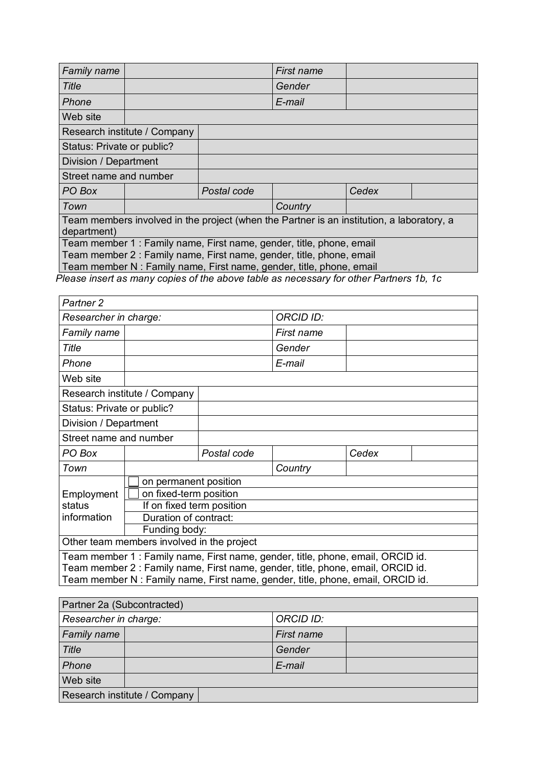| *Family name* | | *First name* | |
|---|---|---|---|
| *Title* | | *Gender* | |
| *Phone* | | *E-mail* | |
| Web site | | | |
| Research institute / Company | | | |
| Status: Private or public? | | | |
| Division / Department | | | |
| Street name and number | | | |
| *PO Box* | | *Postal code* | | *Cedex* | |
| *Town* | | *Country* | |
| Team members involved in the project (when the Partner is an institution, a laboratory, a department) | | | |
| Team member 1 : Family name, First name, gender, title, phone, email<br>Team member 2 : Family name, First name, gender, title, phone, email<br>Team member N : Family name, First name, gender, title, phone, email | | | |

*Please insert as many copies of the above table as necessary for other Partners 1b, 1c*

| Partner 2 | | | |
|---|---|---|---|
| *Researcher in charge:* | | *ORCID ID:* | |
| *Family name* | | *First name* | |
| *Title* | | *Gender* | |
| *Phone* | | *E-mail* | |
| Web site | | | |
| Research institute / Company | | | |
| Status: Private or public? | | | |
| Division / Department | | | |
| Street name and number | | | |
| *PO Box* | | *Postal code* | | *Cedex* | |
| *Town* | | *Country* | |
| Employment status information | ☐ on permanent position | | |
| | ☐ on fixed-term position | | |
| | If on fixed term position | | |
| | Duration of contract: | | |
| | Funding body: | | |
| Other team members involved in the project | | | |
| Team member 1 : Family name, First name, gender, title, phone, email, ORCID id.<br>Team member 2 : Family name, First name, gender, title, phone, email, ORCID id.<br>Team member N : Family name, First name, gender, title, phone, email, ORCID id. | | | |

| Partner 2a (Subcontracted) | | | |
|---|---|---|---|
| *Researcher in charge:* | | *ORCID ID:* | |
| *Family name* | | *First name* | |
| *Title* | | *Gender* | |
| *Phone* | | *E-mail* | |
| Web site | | | |
| Research institute / Company | | | |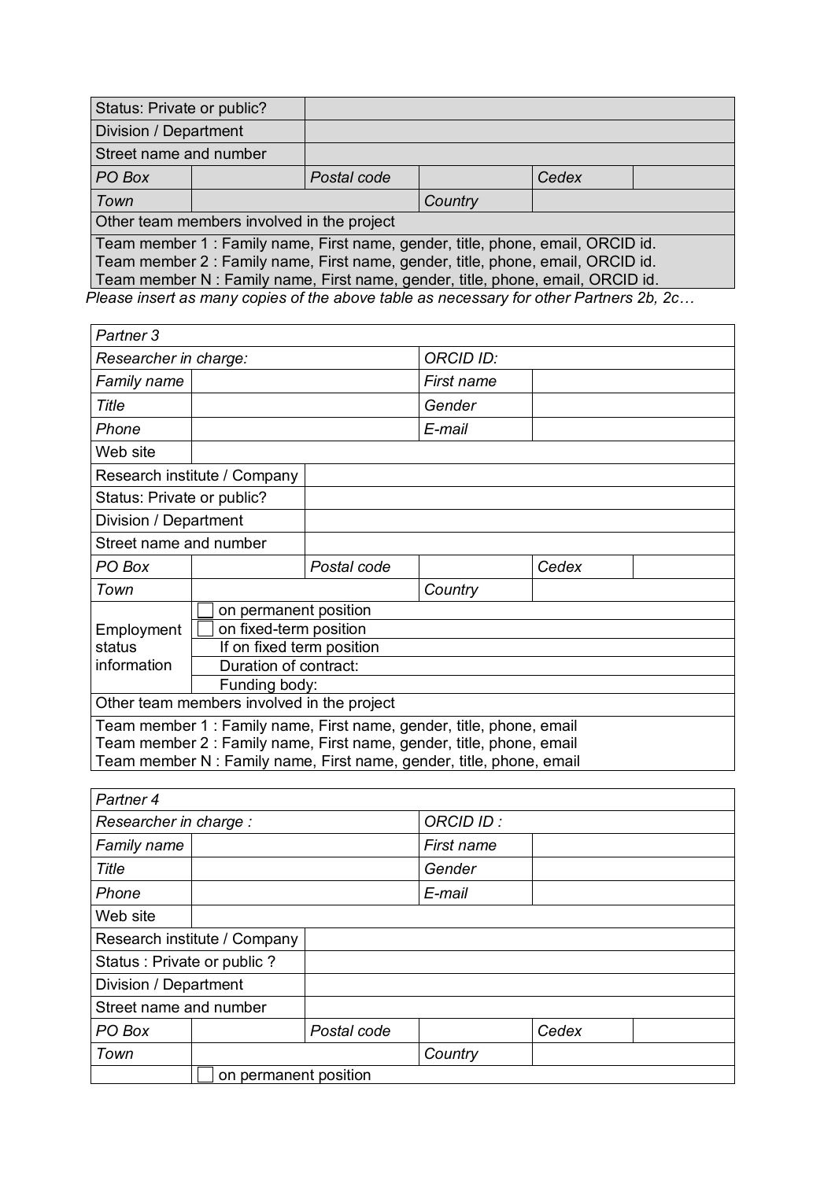| Status: Private or public? | | | | | |
|---|---|---|---|---|---|
| Division / Department | | | | | |
| Street name and number | | | | | |
| *PO Box* | | *Postal code* | | *Cedex* | |
| *Town* | | | *Country* | | |
| Other team members involved in the project | | | | | |
| Team member 1 : Family name, First name, gender, title, phone, email, ORCID id.<br>Team member 2 : Family name, First name, gender, title, phone, email, ORCID id.<br>Team member N : Family name, First name, gender, title, phone, email, ORCID id. | | | | | |

*Please insert as many copies of the above table as necessary for other Partners 2b, 2c…*

| *Partner 3* | | | | | |
|---|---|---|---|---|---|
| *Researcher in charge:* | | | *ORCID ID:* | | |
| *Family name* | | | *First name* | | |
| *Title* | | | *Gender* | | |
| *Phone* | | | *E-mail* | | |
| Web site | | | | | |
| Research institute / Company | | | | | |
| Status: Private or public? | | | | | |
| Division / Department | | | | | |
| Street name and number | | | | | |
| *PO Box* | | *Postal code* | | *Cedex* | |
| *Town* | | | *Country* | | |
| Employment status information | ☐ on permanent position | | | | |
| | ☐ on fixed-term position | | | | |
| | If on fixed term position | | | | |
| | Duration of contract: | | | | |
| | Funding body: | | | | |
| Other team members involved in the project | | | | | |
| Team member 1 : Family name, First name, gender, title, phone, email<br>Team member 2 : Family name, First name, gender, title, phone, email<br>Team member N : Family name, First name, gender, title, phone, email | | | | | |

| *Partner 4* | | | | | |
|---|---|---|---|---|---|
| *Researcher in charge :* | | | *ORCID ID :* | | |
| *Family name* | | | *First name* | | |
| *Title* | | | *Gender* | | |
| *Phone* | | | *E-mail* | | |
| Web site | | | | | |
| Research institute / Company | | | | | |
| Status : Private or public ? | | | | | |
| Division / Department | | | | | |
| Street name and number | | | | | |
| *PO Box* | | *Postal code* | | *Cedex* | |
| *Town* | | | *Country* | | |
| | ☐ on permanent position | | | | |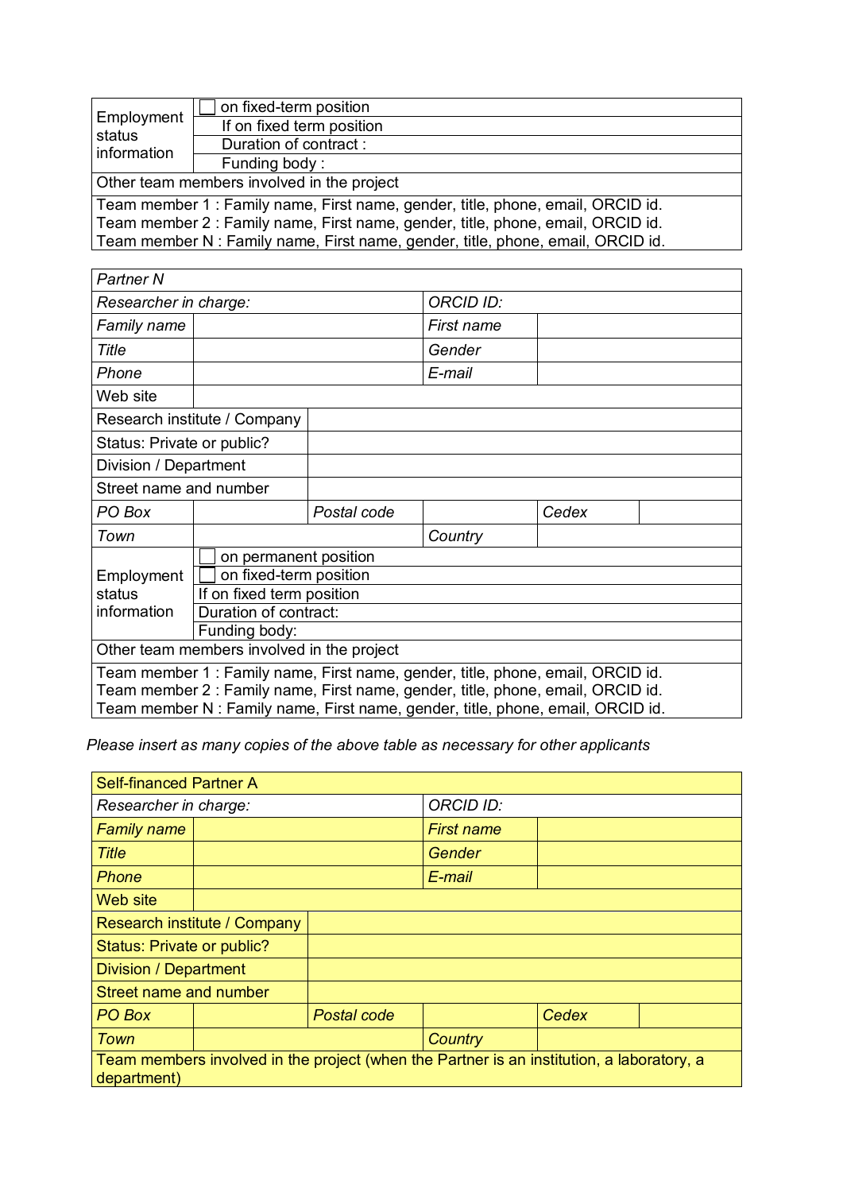| Employment status information | ☐ on fixed-term position |
|---|---|
| | If on fixed term position |
| | Duration of contract : |
| | Funding body : |
| Other team members involved in the project | |
| Team member 1 : Family name, First name, gender, title, phone, email, ORCID id.<br>Team member 2 : Family name, First name, gender, title, phone, email, ORCID id.<br>Team member N : Family name, First name, gender, title, phone, email, ORCID id. | |

| *Partner N* | | | | | |
|---|---|---|---|---|---|
| *Researcher in charge:* | | | *ORCID ID:* | | |
| *Family name* | | | *First name* | | |
| *Title* | | | *Gender* | | |
| *Phone* | | | *E-mail* | | |
| Web site | | | | | |
| Research institute / Company | | | | | |
| Status: Private or public? | | | | | |
| Division / Department | | | | | |
| Street name and number | | | | | |
| *PO Box* | | *Postal code* | | *Cedex* | |
| *Town* | | | *Country* | | |
| Employment status information | ☐ on permanent position | | | | |
| | ☐ on fixed-term position | | | | |
| | If on fixed term position | | | | |
| | Duration of contract: | | | | |
| | Funding body: | | | | |
| Other team members involved in the project | | | | | |
| Team member 1 : Family name, First name, gender, title, phone, email, ORCID id.<br>Team member 2 : Family name, First name, gender, title, phone, email, ORCID id.<br>Team member N : Family name, First name, gender, title, phone, email, ORCID id. | | | | | |

*Please insert as many copies of the above table as necessary for other applicants*

| Self-financed Partner A | | | | | |
|---|---|---|---|---|---|
| *Researcher in charge:* | | | *ORCID ID:* | | |
| *Family name* | | | *First name* | | |
| *Title* | | | *Gender* | | |
| *Phone* | | | *E-mail* | | |
| Web site | | | | | |
| Research institute / Company | | | | | |
| Status: Private or public? | | | | | |
| Division / Department | | | | | |
| Street name and number | | | | | |
| *PO Box* | | *Postal code* | | *Cedex* | |
| *Town* | | | *Country* | | |
| Team members involved in the project (when the Partner is an institution, a laboratory, a department) | | | | | |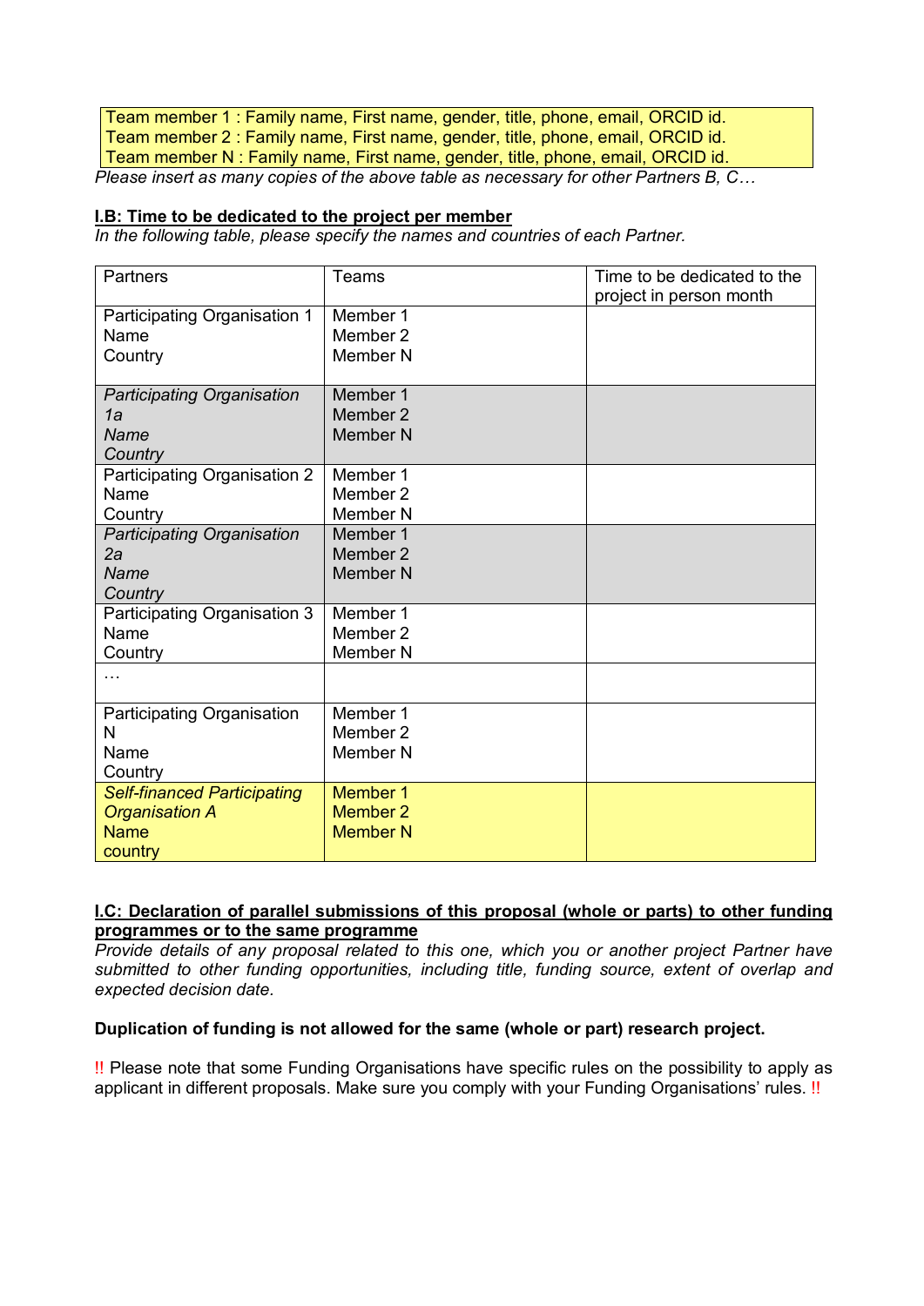| Team member 1 : Family name, First name, gender, title, phone, email, ORCID id. |
|---|
| Team member 2 : Family name, First name, gender, title, phone, email, ORCID id. |
| Team member N : Family name, First name, gender, title, phone, email, ORCID id. |

*Please insert as many copies of the above table as necessary for other Partners B, C…*

**I.B: Time to be dedicated to the project per member**

*In the following table, please specify the names and countries of each Partner.*

| Partners | Teams | Time to be dedicated to the project in person month |
|---|---|---|
| Participating Organisation 1<br>Name<br>Country | Member 1<br>Member 2<br>Member N | |
| *Participating Organisation 1a*<br>*Name*<br>*Country* | Member 1<br>Member 2<br>Member N | |
| Participating Organisation 2<br>Name<br>Country | Member 1<br>Member 2<br>Member N | |
| *Participating Organisation 2a*<br>*Name*<br>*Country* | Member 1<br>Member 2<br>Member N | |
| Participating Organisation 3<br>Name<br>Country | Member 1<br>Member 2<br>Member N | |
| … | | |
| Participating Organisation N<br>Name<br>Country | Member 1<br>Member 2<br>Member N | |
| *Self-financed Participating Organisation A*<br>Name<br>country | Member 1<br>Member 2<br>Member N | |

**I.C: Declaration of parallel submissions of this proposal (whole or parts) to other funding programmes or to the same programme**

*Provide details of any proposal related to this one, which you or another project Partner have submitted to other funding opportunities, including title, funding source, extent of overlap and expected decision date.*

**Duplication of funding is not allowed for the same (whole or part) research project.**

!! Please note that some Funding Organisations have specific rules on the possibility to apply as applicant in different proposals. Make sure you comply with your Funding Organisations' rules. !!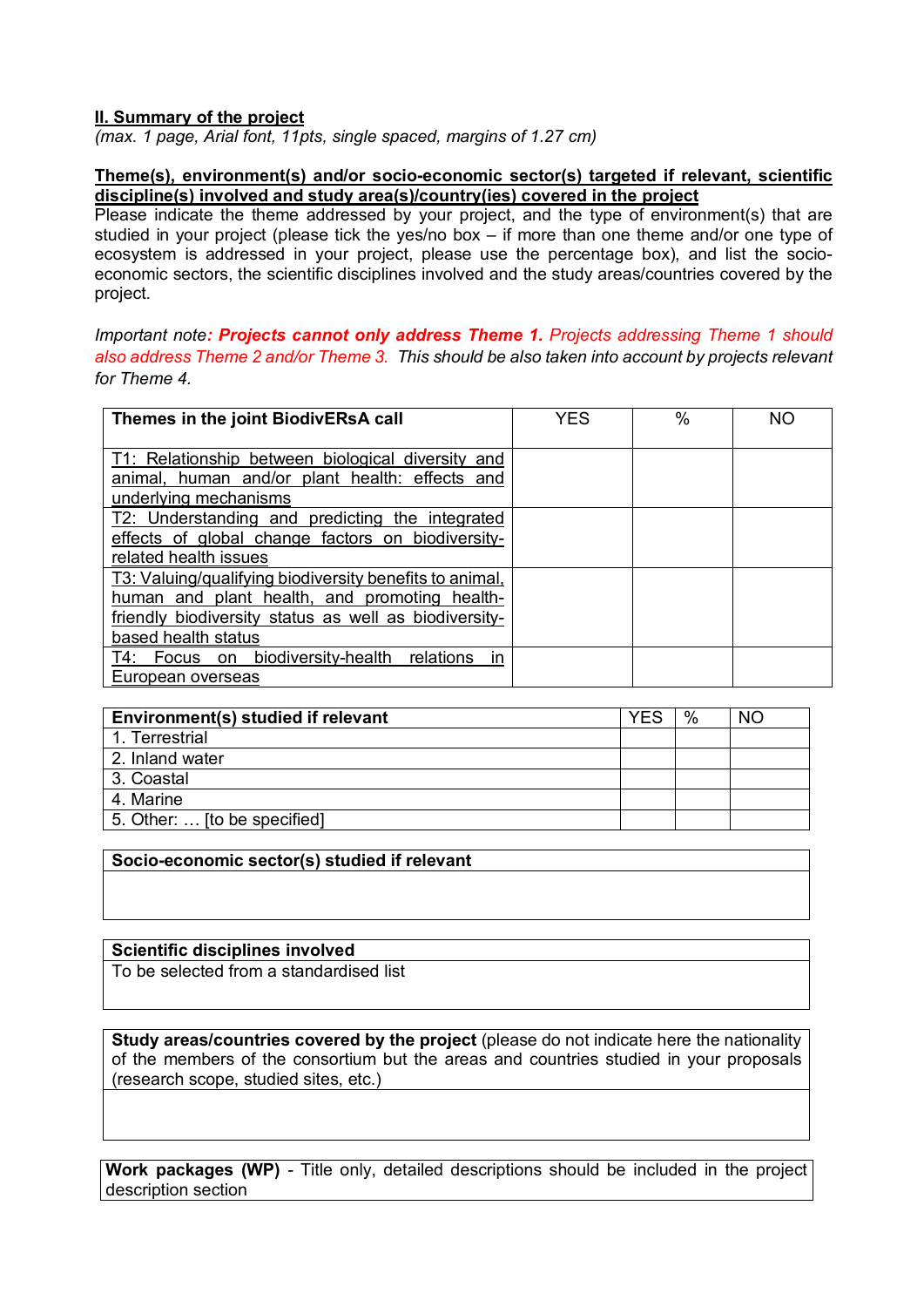**II. Summary of the project**

*(max. 1 page, Arial font, 11pts, single spaced, margins of 1.27 cm)*

**Theme(s), environment(s) and/or socio-economic sector(s) targeted if relevant, scientific discipline(s) involved and study area(s)/country(ies) covered in the project**

Please indicate the theme addressed by your project, and the type of environment(s) that are studied in your project (please tick the yes/no box – if more than one theme and/or one type of ecosystem is addressed in your project, please use the percentage box), and list the socio-economic sectors, the scientific disciplines involved and the study areas/countries covered by the project.

*Important note: **Projects cannot only address Theme 1.** Projects addressing Theme 1 should also address Theme 2 and/or Theme 3. This should be also taken into account by projects relevant for Theme 4.*

| Themes in the joint BiodivERsA call | YES | % | NO |
|---|---|---|---|
| T1: Relationship between biological diversity and animal, human and/or plant health: effects and underlying mechanisms | | | |
| T2: Understanding and predicting the integrated effects of global change factors on biodiversity-related health issues | | | |
| T3: Valuing/qualifying biodiversity benefits to animal, human and plant health, and promoting health-friendly biodiversity status as well as biodiversity-based health status | | | |
| T4: Focus on biodiversity-health relations in European overseas | | | |

| Environment(s) studied if relevant | YES | % | NO |
|---|---|---|---|
| 1. Terrestrial | | | |
| 2. Inland water | | | |
| 3. Coastal | | | |
| 4. Marine | | | |
| 5. Other: … [to be specified] | | | |

| Socio-economic sector(s) studied if relevant |
|---|
| |

| Scientific disciplines involved |
|---|
| To be selected from a standardised list |

| **Study areas/countries covered by the project** (please do not indicate here the nationality of the members of the consortium but the areas and countries studied in your proposals (research scope, studied sites, etc.) |
|---|
| |

| **Work packages (WP)** - Title only, detailed descriptions should be included in the project description section |
|---|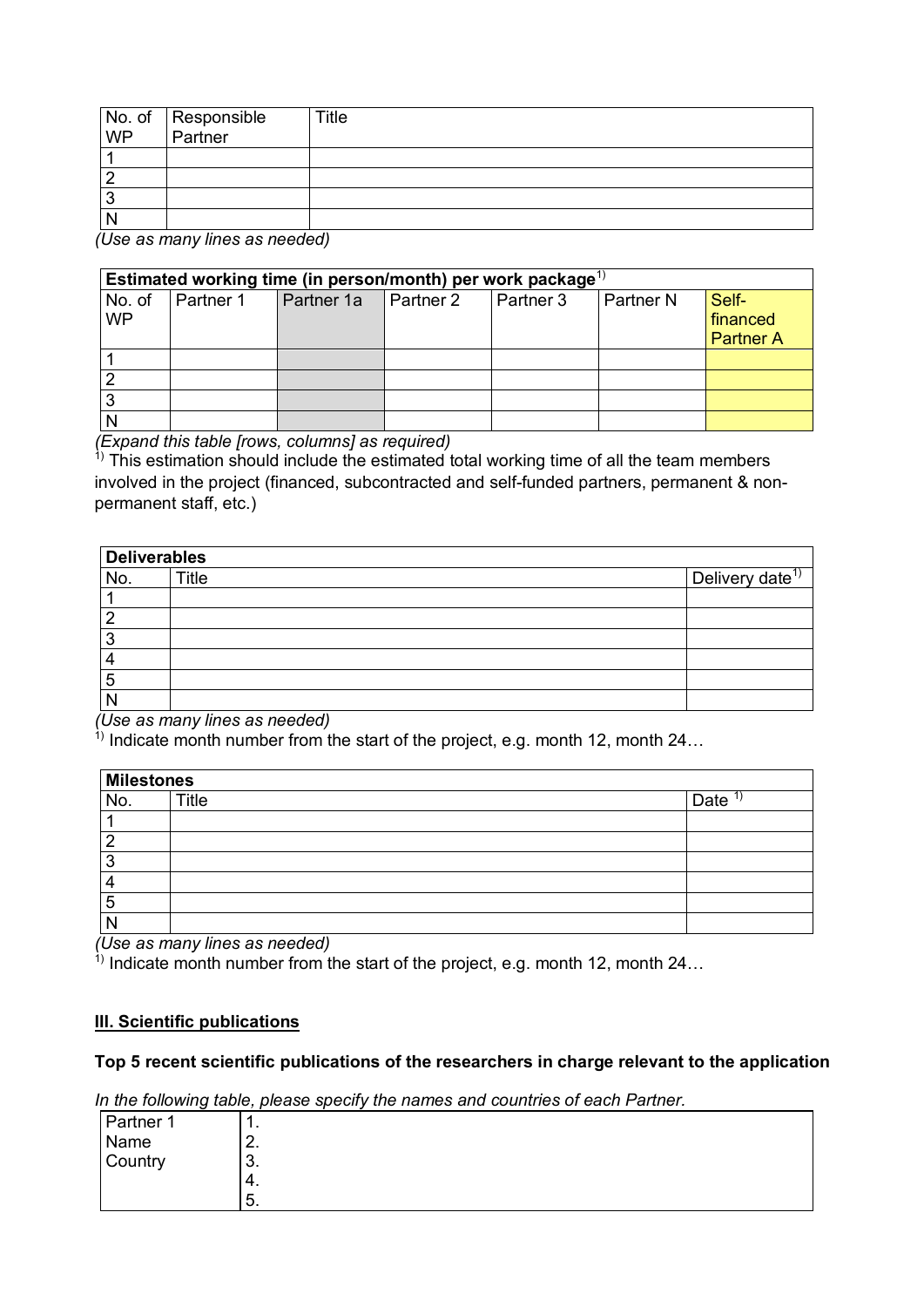| No. of WP | Responsible Partner | Title |
|---|---|---|
| 1 | | |
| 2 | | |
| 3 | | |
| N | | |

*(Use as many lines as needed)*

| Estimated working time (in person/month) per work package[1] | | | | | | |
|---|---|---|---|---|---|---|
| No. of WP | Partner 1 | Partner 1a | Partner 2 | Partner 3 | Partner N | Self-financed Partner A |
| 1 | | | | | | |
| 2 | | | | | | |
| 3 | | | | | | |
| N | | | | | | |

*(Expand this table [rows, columns] as required)*

[1] This estimation should include the estimated total working time of all the team members involved in the project (financed, subcontracted and self-funded partners, permanent & non-permanent staff, etc.)

| Deliverables | | |
|---|---|---|
| No. | Title | Delivery date[1] |
| 1 | | |
| 2 | | |
| 3 | | |
| 4 | | |
| 5 | | |
| N | | |

*(Use as many lines as needed)*

[1] Indicate month number from the start of the project, e.g. month 12, month 24…

| Milestones | | |
|---|---|---|
| No. | Title | Date [1] |
| 1 | | |
| 2 | | |
| 3 | | |
| 4 | | |
| 5 | | |
| N | | |

*(Use as many lines as needed)*

[1] Indicate month number from the start of the project, e.g. month 12, month 24…

## III. Scientific publications

**Top 5 recent scientific publications of the researchers in charge relevant to the application**

*In the following table, please specify the names and countries of each Partner.*

| Partner 1<br>Name<br>Country | 1.<br>2.<br>3.<br>4.<br>5. |
|---|---|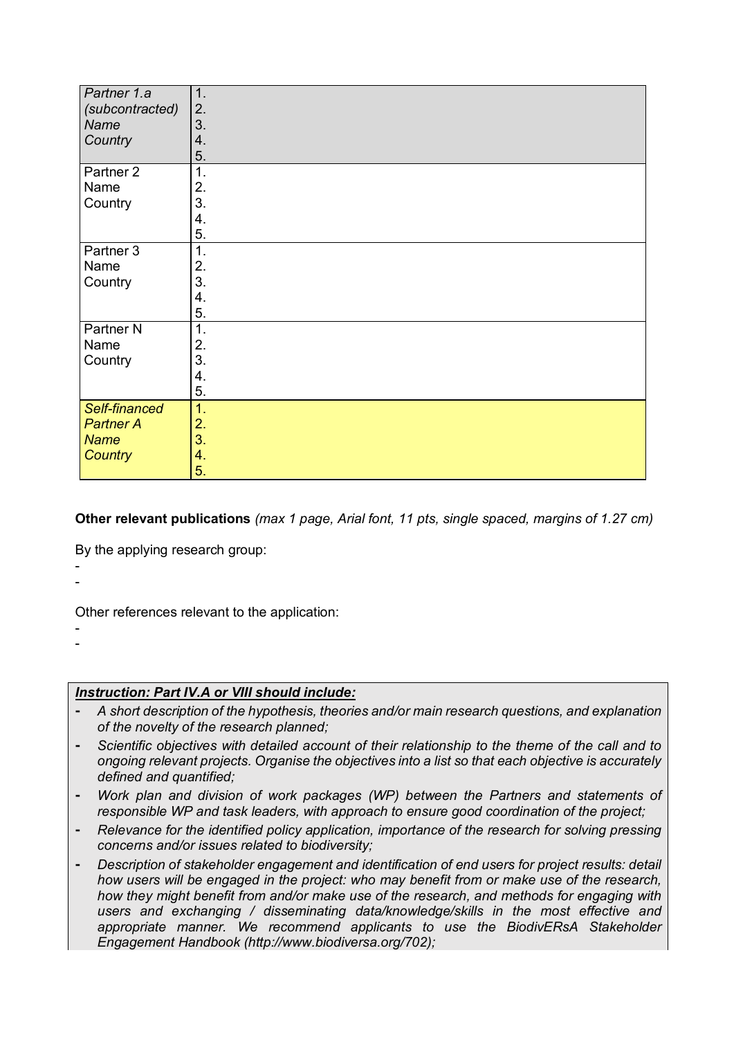| | |
|---|---|
| *Partner 1.a (subcontracted) Name Country* | 1.<br>2.<br>3.<br>4.<br>5. |
| Partner 2<br>Name<br>Country | 1.<br>2.<br>3.<br>4.<br>5. |
| Partner 3<br>Name<br>Country | 1.<br>2.<br>3.<br>4.<br>5. |
| Partner N<br>Name<br>Country | 1.<br>2.<br>3.<br>4.<br>5. |
| *Self-financed Partner A Name Country* | 1.<br>2.<br>3.<br>4.<br>5. |

**Other relevant publications** *(max 1 page, Arial font, 11 pts, single spaced, margins of 1.27 cm)*

By the applying research group:

-
-

Other references relevant to the application:

-
-

***Instruction: Part IV.A or VIII should include:***

- *A short description of the hypothesis, theories and/or main research questions, and explanation of the novelty of the research planned;*
- *Scientific objectives with detailed account of their relationship to the theme of the call and to ongoing relevant projects. Organise the objectives into a list so that each objective is accurately defined and quantified;*
- *Work plan and division of work packages (WP) between the Partners and statements of responsible WP and task leaders, with approach to ensure good coordination of the project;*
- *Relevance for the identified policy application, importance of the research for solving pressing concerns and/or issues related to biodiversity;*
- *Description of stakeholder engagement and identification of end users for project results: detail how users will be engaged in the project: who may benefit from or make use of the research, how they might benefit from and/or make use of the research, and methods for engaging with users and exchanging / disseminating data/knowledge/skills in the most effective and appropriate manner. We recommend applicants to use the BiodivERsA Stakeholder Engagement Handbook (http://www.biodiversa.org/702);*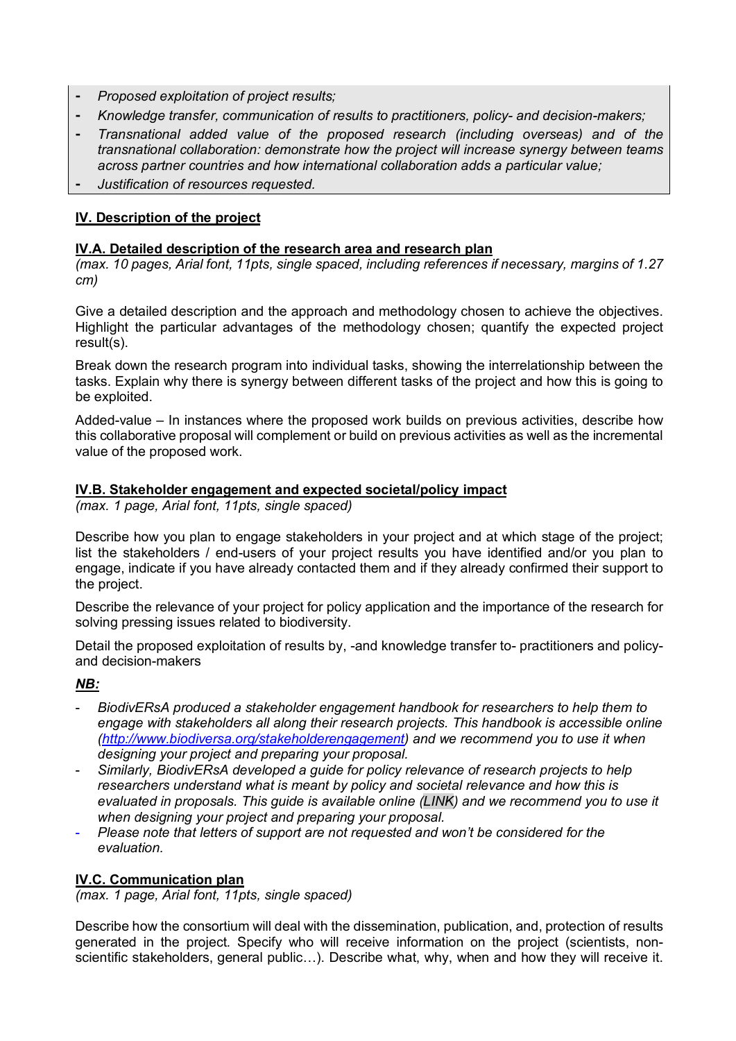- *Proposed exploitation of project results;*
- *Knowledge transfer, communication of results to practitioners, policy- and decision-makers;*
- *Transnational added value of the proposed research (including overseas) and of the transnational collaboration: demonstrate how the project will increase synergy between teams across partner countries and how international collaboration adds a particular value;*
- *Justification of resources requested.*

## IV. Description of the project

### IV.A. Detailed description of the research area and research plan

*(max. 10 pages, Arial font, 11pts, single spaced, including references if necessary, margins of 1.27 cm)*

Give a detailed description and the approach and methodology chosen to achieve the objectives. Highlight the particular advantages of the methodology chosen; quantify the expected project result(s).

Break down the research program into individual tasks, showing the interrelationship between the tasks. Explain why there is synergy between different tasks of the project and how this is going to be exploited.

Added-value – In instances where the proposed work builds on previous activities, describe how this collaborative proposal will complement or build on previous activities as well as the incremental value of the proposed work.

### IV.B. Stakeholder engagement and expected societal/policy impact

*(max. 1 page, Arial font, 11pts, single spaced)*

Describe how you plan to engage stakeholders in your project and at which stage of the project; list the stakeholders / end-users of your project results you have identified and/or you plan to engage, indicate if you have already contacted them and if they already confirmed their support to the project.

Describe the relevance of your project for policy application and the importance of the research for solving pressing issues related to biodiversity.

Detail the proposed exploitation of results by, -and knowledge transfer to- practitioners and policy- and decision-makers

***NB:***

- *BiodivERsA produced a stakeholder engagement handbook for researchers to help them to engage with stakeholders all along their research projects. This handbook is accessible online (http://www.biodiversa.org/stakeholderengagement) and we recommend you to use it when designing your project and preparing your proposal.*
- *Similarly, BiodivERsA developed a guide for policy relevance of research projects to help researchers understand what is meant by policy and societal relevance and how this is evaluated in proposals. This guide is available online (LINK) and we recommend you to use it when designing your project and preparing your proposal.*
- *Please note that letters of support are not requested and won't be considered for the evaluation.*

### IV.C. Communication plan

*(max. 1 page, Arial font, 11pts, single spaced)*

Describe how the consortium will deal with the dissemination, publication, and, protection of results generated in the project. Specify who will receive information on the project (scientists, non-scientific stakeholders, general public…). Describe what, why, when and how they will receive it.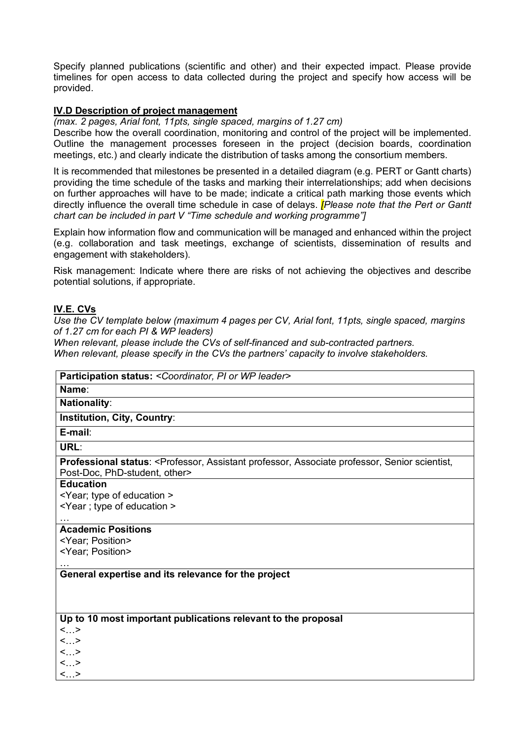Specify planned publications (scientific and other) and their expected impact. Please provide timelines for open access to data collected during the project and specify how access will be provided.

### IV.D Description of project management

*(max. 2 pages, Arial font, 11pts, single spaced, margins of 1.27 cm)*

Describe how the overall coordination, monitoring and control of the project will be implemented. Outline the management processes foreseen in the project (decision boards, coordination meetings, etc.) and clearly indicate the distribution of tasks among the consortium members.

It is recommended that milestones be presented in a detailed diagram (e.g. PERT or Gantt charts) providing the time schedule of the tasks and marking their interrelationships; add when decisions on further approaches will have to be made; indicate a critical path marking those events which directly influence the overall time schedule in case of delays. *[Please note that the Pert or Gantt chart can be included in part V "Time schedule and working programme"]*

Explain how information flow and communication will be managed and enhanced within the project (e.g. collaboration and task meetings, exchange of scientists, dissemination of results and engagement with stakeholders).

Risk management: Indicate where there are risks of not achieving the objectives and describe potential solutions, if appropriate.

### IV.E. CVs

*Use the CV template below (maximum 4 pages per CV, Arial font, 11pts, single spaced, margins of 1.27 cm for each PI & WP leaders)*
*When relevant, please include the CVs of self-financed and sub-contracted partners.*
*When relevant, please specify in the CVs the partners' capacity to involve stakeholders.*

| **Participation status:** *<Coordinator, PI or WP leader>* |
|---|
| **Name**: |
| **Nationality**: |
| **Institution, City, Country**: |
| **E-mail**: |
| **URL**: |
| **Professional status**: <Professor, Assistant professor, Associate professor, Senior scientist, Post-Doc, PhD-student, other> |
| **Education**<br><Year; type of education ><br><Year ; type of education ><br>… |
| **Academic Positions**<br><Year; Position><br><Year; Position><br>… |
| **General expertise and its relevance for the project**<br><br><br> |
| **Up to 10 most important publications relevant to the proposal**<br><…><br><…><br><…><br><…><br><…> |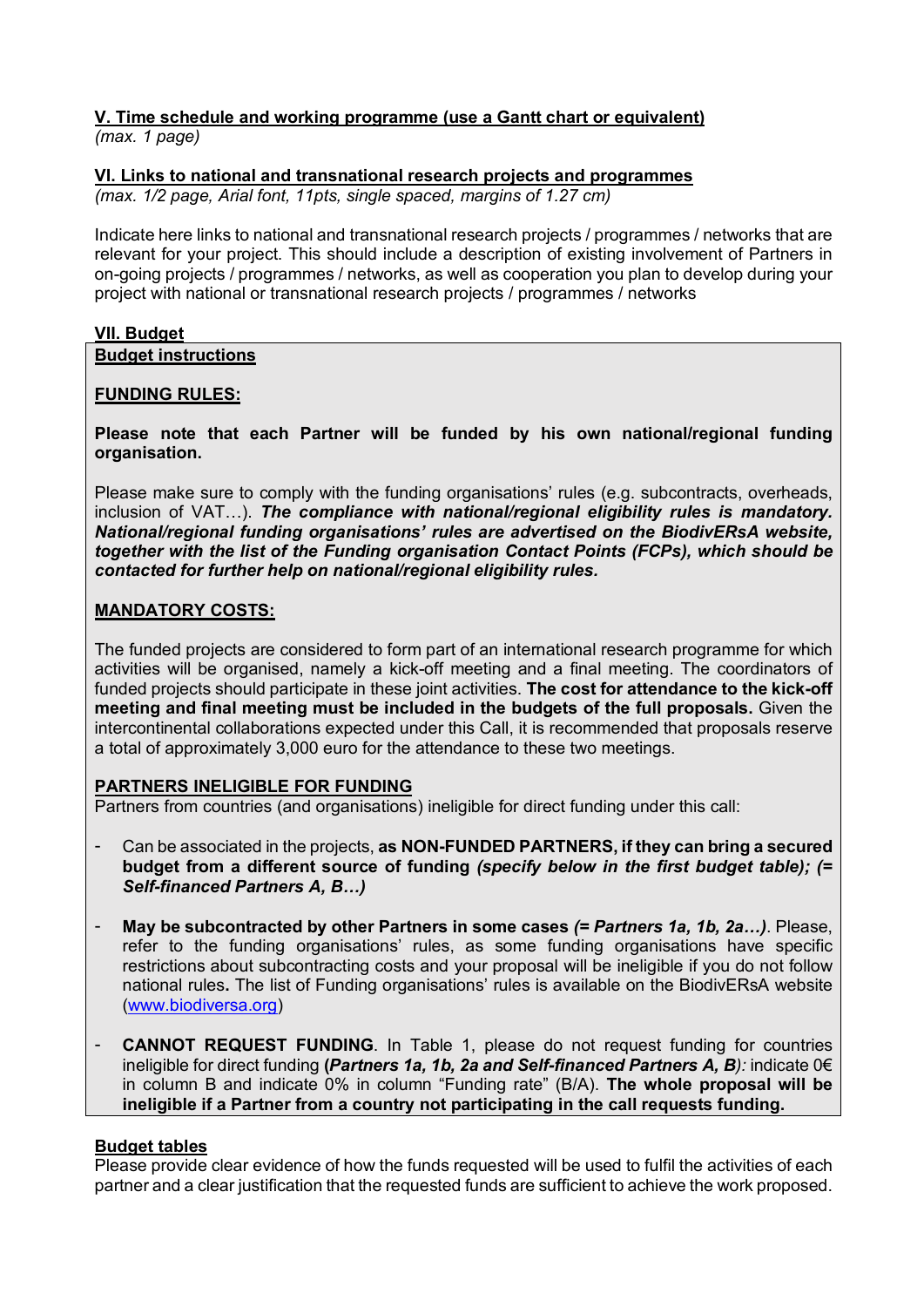## <u>V. Time schedule and working programme (use a Gantt chart or equivalent)</u>

*(max. 1 page)*

## <u>VI. Links to national and transnational research projects and programmes</u>

*(max. 1/2 page, Arial font, 11pts, single spaced, margins of 1.27 cm)*

Indicate here links to national and transnational research projects / programmes / networks that are relevant for your project. This should include a description of existing involvement of Partners in on-going projects / programmes / networks, as well as cooperation you plan to develop during your project with national or transnational research projects / programmes / networks

## <u>VII. Budget</u>

**<u>Budget instructions</u>**

**<u>FUNDING RULES:</u>**

**Please note that each Partner will be funded by his own national/regional funding organisation.**

Please make sure to comply with the funding organisations' rules (e.g. subcontracts, overheads, inclusion of VAT…). ***The compliance with national/regional eligibility rules is mandatory. National/regional funding organisations' rules are advertised on the BiodivERsA website, together with the list of the Funding organisation Contact Points (FCPs), which should be contacted for further help on national/regional eligibility rules.***

**<u>MANDATORY COSTS:</u>**

The funded projects are considered to form part of an international research programme for which activities will be organised, namely a kick-off meeting and a final meeting. The coordinators of funded projects should participate in these joint activities. **The cost for attendance to the kick-off meeting and final meeting must be included in the budgets of the full proposals.** Given the intercontinental collaborations expected under this Call, it is recommended that proposals reserve a total of approximately 3,000 euro for the attendance to these two meetings.

**<u>PARTNERS INELIGIBLE FOR FUNDING</u>**

Partners from countries (and organisations) ineligible for direct funding under this call:

- Can be associated in the projects, **as NON-FUNDED PARTNERS, if they can bring a secured budget from a different source of funding *(specify below in the first budget table); (= Self-financed Partners A, B…)***
- **May be subcontracted by other Partners in some cases *(= Partners 1a, 1b, 2a…)***. Please, refer to the funding organisations' rules, as some funding organisations have specific restrictions about subcontracting costs and your proposal will be ineligible if you do not follow national rules**.** The list of Funding organisations' rules is available on the BiodivERsA website ([www.biodiversa.org](www.biodiversa.org))
- **CANNOT REQUEST FUNDING**. In Table 1, please do not request funding for countries ineligible for direct funding **(*Partners 1a, 1b, 2a and Self-financed Partners A, B*)*:*** indicate 0€ in column B and indicate 0% in column "Funding rate" (B/A). **The whole proposal will be ineligible if a Partner from a country not participating in the call requests funding.**

**<u>Budget tables</u>**

Please provide clear evidence of how the funds requested will be used to fulfil the activities of each partner and a clear justification that the requested funds are sufficient to achieve the work proposed.